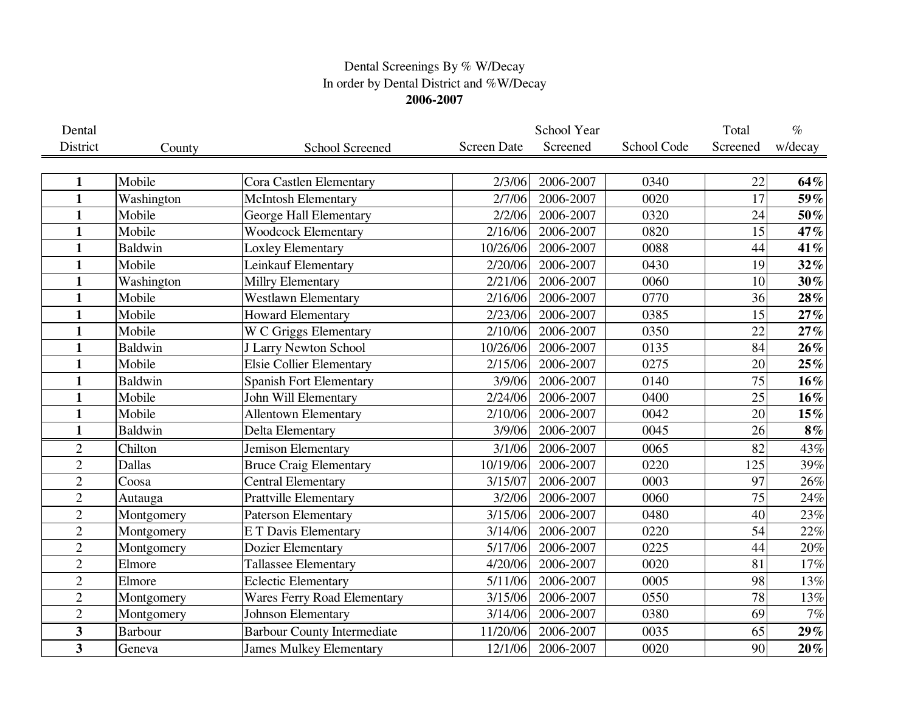# Dental Screenings By % W/Decay

## In order by Dental District and %W/Decay

### 2006-2007

| Dental District | County | School Screened | Screen Date | School Year Screened | School Code | Total Screened | % w/decay |
|---|---|---|---|---|---|---|---|
| **1** | Mobile | Cora Castlen Elementary | 2/3/06 | 2006-2007 | 0340 | 22 | **64%** |
| **1** | Washington | McIntosh Elementary | 2/7/06 | 2006-2007 | 0020 | 17 | **59%** |
| **1** | Mobile | George Hall Elementary | 2/2/06 | 2006-2007 | 0320 | 24 | **50%** |
| **1** | Mobile | Woodcock Elementary | 2/16/06 | 2006-2007 | 0820 | 15 | **47%** |
| **1** | Baldwin | Loxley Elementary | 10/26/06 | 2006-2007 | 0088 | 44 | **41%** |
| **1** | Mobile | Leinkauf Elementary | 2/20/06 | 2006-2007 | 0430 | 19 | **32%** |
| **1** | Washington | Millry Elementary | 2/21/06 | 2006-2007 | 0060 | 10 | **30%** |
| **1** | Mobile | Westlawn Elementary | 2/16/06 | 2006-2007 | 0770 | 36 | **28%** |
| **1** | Mobile | Howard Elementary | 2/23/06 | 2006-2007 | 0385 | 15 | **27%** |
| **1** | Mobile | W C Griggs Elementary | 2/10/06 | 2006-2007 | 0350 | 22 | **27%** |
| **1** | Baldwin | J Larry Newton School | 10/26/06 | 2006-2007 | 0135 | 84 | **26%** |
| **1** | Mobile | Elsie Collier Elementary | 2/15/06 | 2006-2007 | 0275 | 20 | **25%** |
| **1** | Baldwin | Spanish Fort Elementary | 3/9/06 | 2006-2007 | 0140 | 75 | **16%** |
| **1** | Mobile | John Will Elementary | 2/24/06 | 2006-2007 | 0400 | 25 | **16%** |
| **1** | Mobile | Allentown Elementary | 2/10/06 | 2006-2007 | 0042 | 20 | **15%** |
| **1** | Baldwin | Delta Elementary | 3/9/06 | 2006-2007 | 0045 | 26 | **8%** |
| 2 | Chilton | Jemison Elementary | 3/1/06 | 2006-2007 | 0065 | 82 | 43% |
| 2 | Dallas | Bruce Craig Elementary | 10/19/06 | 2006-2007 | 0220 | 125 | 39% |
| 2 | Coosa | Central Elementary | 3/15/07 | 2006-2007 | 0003 | 97 | 26% |
| 2 | Autauga | Prattville Elementary | 3/2/06 | 2006-2007 | 0060 | 75 | 24% |
| 2 | Montgomery | Paterson Elementary | 3/15/06 | 2006-2007 | 0480 | 40 | 23% |
| 2 | Montgomery | E T Davis Elementary | 3/14/06 | 2006-2007 | 0220 | 54 | 22% |
| 2 | Montgomery | Dozier Elementary | 5/17/06 | 2006-2007 | 0225 | 44 | 20% |
| 2 | Elmore | Tallassee Elementary | 4/20/06 | 2006-2007 | 0020 | 81 | 17% |
| 2 | Elmore | Eclectic Elementary | 5/11/06 | 2006-2007 | 0005 | 98 | 13% |
| 2 | Montgomery | Wares Ferry Road Elementary | 3/15/06 | 2006-2007 | 0550 | 78 | 13% |
| 2 | Montgomery | Johnson Elementary | 3/14/06 | 2006-2007 | 0380 | 69 | 7% |
| **3** | Barbour | Barbour County Intermediate | 11/20/06 | 2006-2007 | 0035 | 65 | **29%** |
| **3** | Geneva | James Mulkey Elementary | 12/1/06 | 2006-2007 | 0020 | 90 | **20%** |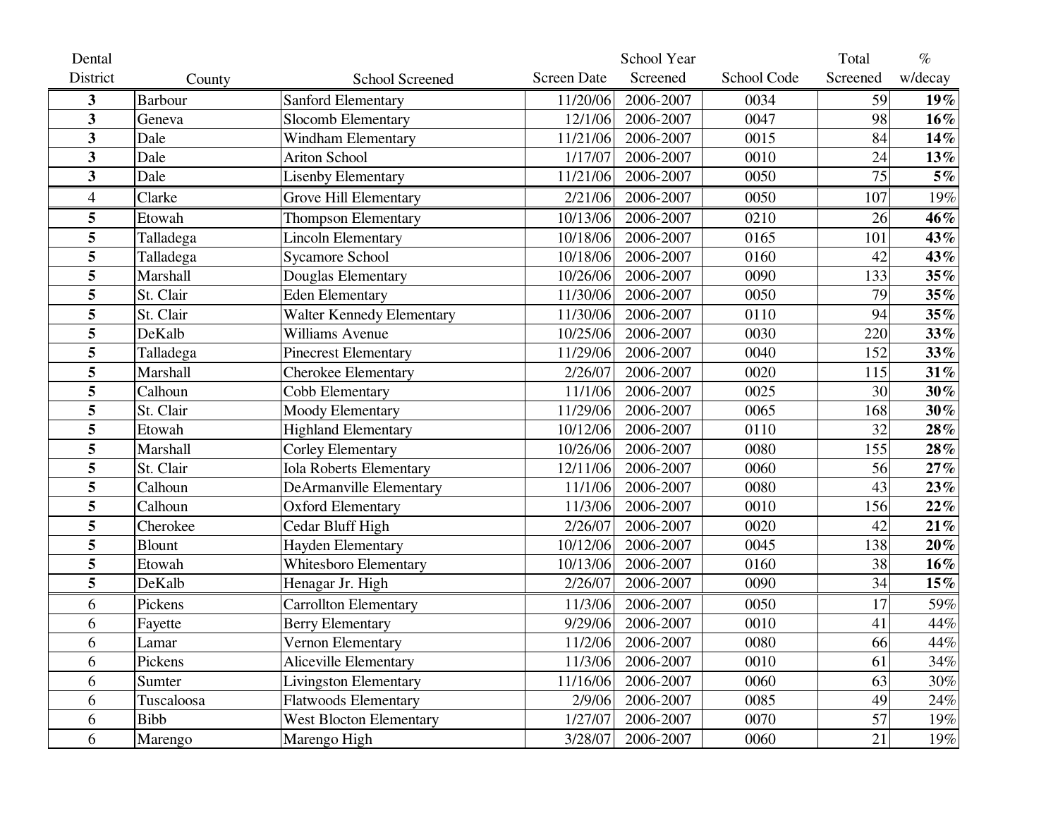| Dental District | County | School Screened | Screen Date | School Year Screened | School Code | Total Screened | % w/decay |
|---|---|---|---|---|---|---|---|
| **3** | Barbour | Sanford Elementary | 11/20/06 | 2006-2007 | 0034 | 59 | **19%** |
| **3** | Geneva | Slocomb Elementary | 12/1/06 | 2006-2007 | 0047 | 98 | **16%** |
| **3** | Dale | Windham Elementary | 11/21/06 | 2006-2007 | 0015 | 84 | **14%** |
| **3** | Dale | Ariton School | 1/17/07 | 2006-2007 | 0010 | 24 | **13%** |
| **3** | Dale | Lisenby Elementary | 11/21/06 | 2006-2007 | 0050 | 75 | **5%** |
| 4 | Clarke | Grove Hill Elementary | 2/21/06 | 2006-2007 | 0050 | 107 | 19% |
| **5** | Etowah | Thompson Elementary | 10/13/06 | 2006-2007 | 0210 | 26 | **46%** |
| **5** | Talladega | Lincoln Elementary | 10/18/06 | 2006-2007 | 0165 | 101 | **43%** |
| **5** | Talladega | Sycamore School | 10/18/06 | 2006-2007 | 0160 | 42 | **43%** |
| **5** | Marshall | Douglas Elementary | 10/26/06 | 2006-2007 | 0090 | 133 | **35%** |
| **5** | St. Clair | Eden Elementary | 11/30/06 | 2006-2007 | 0050 | 79 | **35%** |
| **5** | St. Clair | Walter Kennedy Elementary | 11/30/06 | 2006-2007 | 0110 | 94 | **35%** |
| **5** | DeKalb | Williams Avenue | 10/25/06 | 2006-2007 | 0030 | 220 | **33%** |
| **5** | Talladega | Pinecrest Elementary | 11/29/06 | 2006-2007 | 0040 | 152 | **33%** |
| **5** | Marshall | Cherokee Elementary | 2/26/07 | 2006-2007 | 0020 | 115 | **31%** |
| **5** | Calhoun | Cobb Elementary | 11/1/06 | 2006-2007 | 0025 | 30 | **30%** |
| **5** | St. Clair | Moody Elementary | 11/29/06 | 2006-2007 | 0065 | 168 | **30%** |
| **5** | Etowah | Highland Elementary | 10/12/06 | 2006-2007 | 0110 | 32 | **28%** |
| **5** | Marshall | Corley Elementary | 10/26/06 | 2006-2007 | 0080 | 155 | **28%** |
| **5** | St. Clair | Iola Roberts Elementary | 12/11/06 | 2006-2007 | 0060 | 56 | **27%** |
| **5** | Calhoun | DeArmanville Elementary | 11/1/06 | 2006-2007 | 0080 | 43 | **23%** |
| **5** | Calhoun | Oxford Elementary | 11/3/06 | 2006-2007 | 0010 | 156 | **22%** |
| **5** | Cherokee | Cedar Bluff High | 2/26/07 | 2006-2007 | 0020 | 42 | **21%** |
| **5** | Blount | Hayden Elementary | 10/12/06 | 2006-2007 | 0045 | 138 | **20%** |
| **5** | Etowah | Whitesboro Elementary | 10/13/06 | 2006-2007 | 0160 | 38 | **16%** |
| **5** | DeKalb | Henagar Jr. High | 2/26/07 | 2006-2007 | 0090 | 34 | **15%** |
| 6 | Pickens | Carrollton Elementary | 11/3/06 | 2006-2007 | 0050 | 17 | 59% |
| 6 | Fayette | Berry Elementary | 9/29/06 | 2006-2007 | 0010 | 41 | 44% |
| 6 | Lamar | Vernon Elementary | 11/2/06 | 2006-2007 | 0080 | 66 | 44% |
| 6 | Pickens | Aliceville Elementary | 11/3/06 | 2006-2007 | 0010 | 61 | 34% |
| 6 | Sumter | Livingston Elementary | 11/16/06 | 2006-2007 | 0060 | 63 | 30% |
| 6 | Tuscaloosa | Flatwoods Elementary | 2/9/06 | 2006-2007 | 0085 | 49 | 24% |
| 6 | Bibb | West Blocton Elementary | 1/27/07 | 2006-2007 | 0070 | 57 | 19% |
| 6 | Marengo | Marengo High | 3/28/07 | 2006-2007 | 0060 | 21 | 19% |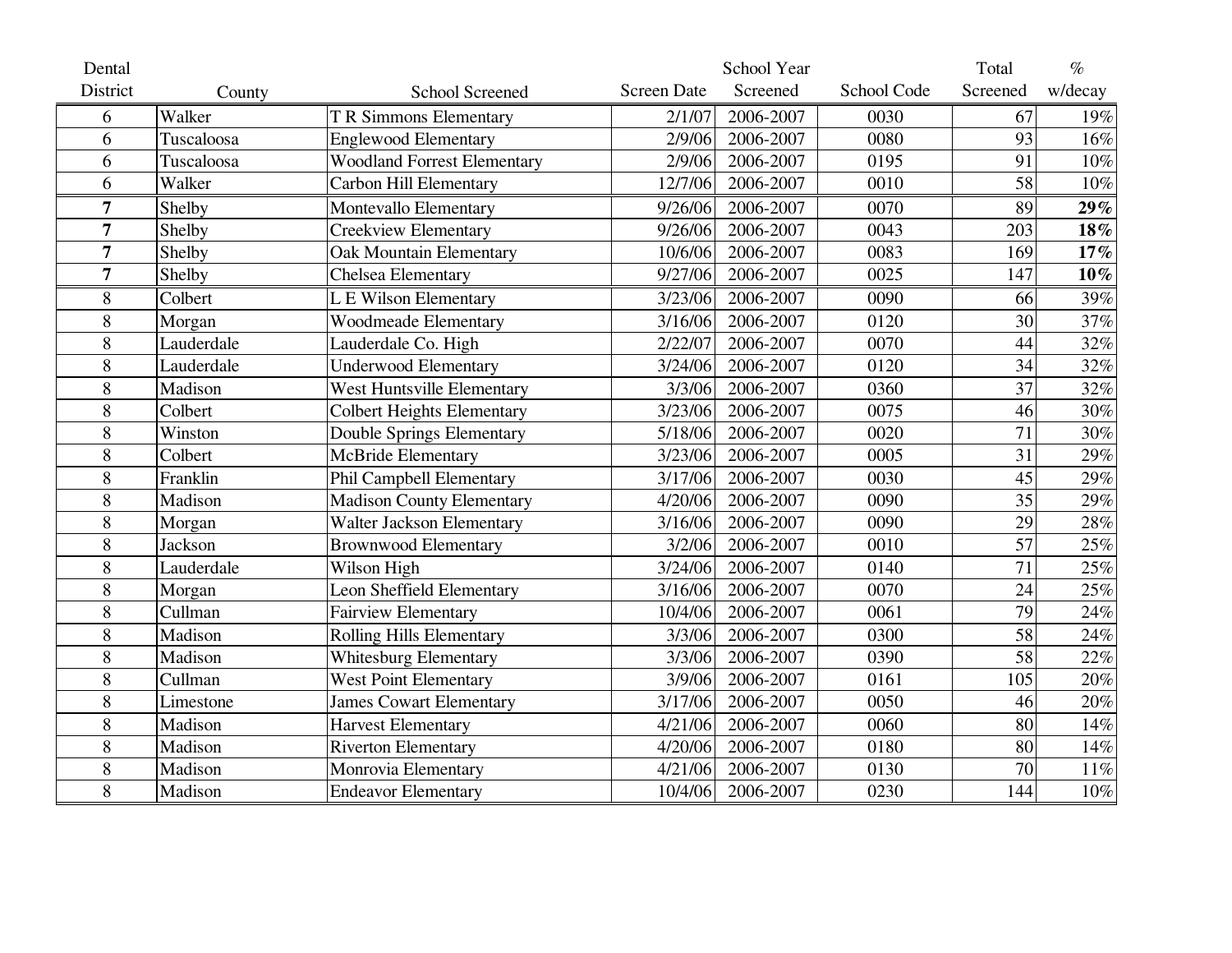| Dental District | County | School Screened | Screen Date | School Year Screened | School Code | Total Screened | % w/decay |
|---|---|---|---|---|---|---|---|
| 6 | Walker | T R Simmons Elementary | 2/1/07 | 2006-2007 | 0030 | 67 | 19% |
| 6 | Tuscaloosa | Englewood Elementary | 2/9/06 | 2006-2007 | 0080 | 93 | 16% |
| 6 | Tuscaloosa | Woodland Forrest Elementary | 2/9/06 | 2006-2007 | 0195 | 91 | 10% |
| 6 | Walker | Carbon Hill Elementary | 12/7/06 | 2006-2007 | 0010 | 58 | 10% |
| **7** | Shelby | Montevallo Elementary | 9/26/06 | 2006-2007 | 0070 | 89 | **29%** |
| **7** | Shelby | Creekview Elementary | 9/26/06 | 2006-2007 | 0043 | 203 | **18%** |
| **7** | Shelby | Oak Mountain Elementary | 10/6/06 | 2006-2007 | 0083 | 169 | **17%** |
| **7** | Shelby | Chelsea Elementary | 9/27/06 | 2006-2007 | 0025 | 147 | **10%** |
| 8 | Colbert | L E Wilson Elementary | 3/23/06 | 2006-2007 | 0090 | 66 | 39% |
| 8 | Morgan | Woodmeade Elementary | 3/16/06 | 2006-2007 | 0120 | 30 | 37% |
| 8 | Lauderdale | Lauderdale Co. High | 2/22/07 | 2006-2007 | 0070 | 44 | 32% |
| 8 | Lauderdale | Underwood Elementary | 3/24/06 | 2006-2007 | 0120 | 34 | 32% |
| 8 | Madison | West Huntsville Elementary | 3/3/06 | 2006-2007 | 0360 | 37 | 32% |
| 8 | Colbert | Colbert Heights Elementary | 3/23/06 | 2006-2007 | 0075 | 46 | 30% |
| 8 | Winston | Double Springs Elementary | 5/18/06 | 2006-2007 | 0020 | 71 | 30% |
| 8 | Colbert | McBride Elementary | 3/23/06 | 2006-2007 | 0005 | 31 | 29% |
| 8 | Franklin | Phil Campbell Elementary | 3/17/06 | 2006-2007 | 0030 | 45 | 29% |
| 8 | Madison | Madison County Elementary | 4/20/06 | 2006-2007 | 0090 | 35 | 29% |
| 8 | Morgan | Walter Jackson Elementary | 3/16/06 | 2006-2007 | 0090 | 29 | 28% |
| 8 | Jackson | Brownwood Elementary | 3/2/06 | 2006-2007 | 0010 | 57 | 25% |
| 8 | Lauderdale | Wilson High | 3/24/06 | 2006-2007 | 0140 | 71 | 25% |
| 8 | Morgan | Leon Sheffield Elementary | 3/16/06 | 2006-2007 | 0070 | 24 | 25% |
| 8 | Cullman | Fairview Elementary | 10/4/06 | 2006-2007 | 0061 | 79 | 24% |
| 8 | Madison | Rolling Hills Elementary | 3/3/06 | 2006-2007 | 0300 | 58 | 24% |
| 8 | Madison | Whitesburg Elementary | 3/3/06 | 2006-2007 | 0390 | 58 | 22% |
| 8 | Cullman | West Point Elementary | 3/9/06 | 2006-2007 | 0161 | 105 | 20% |
| 8 | Limestone | James Cowart Elementary | 3/17/06 | 2006-2007 | 0050 | 46 | 20% |
| 8 | Madison | Harvest Elementary | 4/21/06 | 2006-2007 | 0060 | 80 | 14% |
| 8 | Madison | Riverton Elementary | 4/20/06 | 2006-2007 | 0180 | 80 | 14% |
| 8 | Madison | Monrovia Elementary | 4/21/06 | 2006-2007 | 0130 | 70 | 11% |
| 8 | Madison | Endeavor Elementary | 10/4/06 | 2006-2007 | 0230 | 144 | 10% |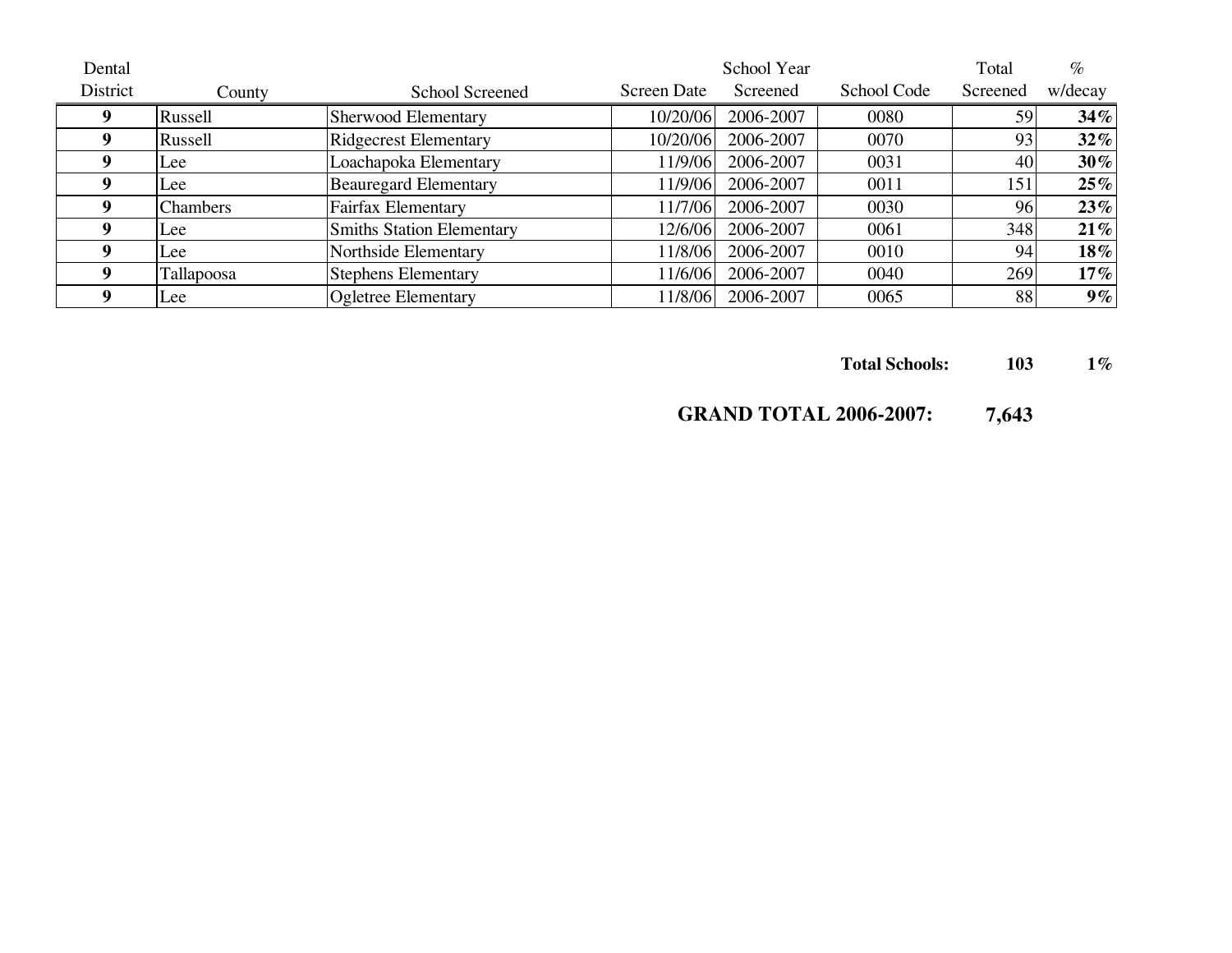| Dental District | County | School Screened | Screen Date | School Year Screened | School Code | Total Screened | % w/decay |
|---|---|---|---|---|---|---|---|
| **9** | Russell | Sherwood Elementary | 10/20/06 | 2006-2007 | 0080 | 59 | **34%** |
| **9** | Russell | Ridgecrest Elementary | 10/20/06 | 2006-2007 | 0070 | 93 | **32%** |
| **9** | Lee | Loachapoka Elementary | 11/9/06 | 2006-2007 | 0031 | 40 | **30%** |
| **9** | Lee | Beauregard Elementary | 11/9/06 | 2006-2007 | 0011 | 151 | **25%** |
| **9** | Chambers | Fairfax Elementary | 11/7/06 | 2006-2007 | 0030 | 96 | **23%** |
| **9** | Lee | Smiths Station Elementary | 12/6/06 | 2006-2007 | 0061 | 348 | **21%** |
| **9** | Lee | Northside Elementary | 11/8/06 | 2006-2007 | 0010 | 94 | **18%** |
| **9** | Tallapoosa | Stephens Elementary | 11/6/06 | 2006-2007 | 0040 | 269 | **17%** |
| **9** | Lee | Ogletree Elementary | 11/8/06 | 2006-2007 | 0065 | 88 | **9%** |

**Total Schools:** **103** **1%**

**GRAND TOTAL 2006-2007:** **7,643**